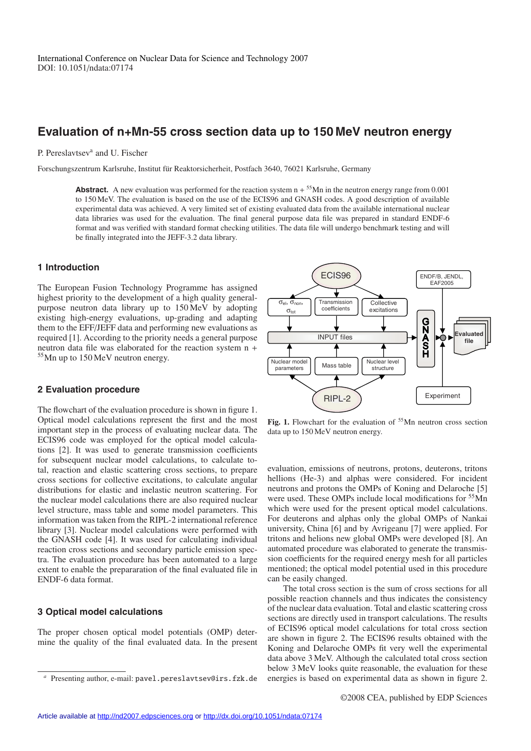International Conference on Nuclear Data for Science and Technology 2007
DOI: 10.1051/ndata:07174

# Evaluation of n+Mn-55 cross section data up to 150 MeV neutron energy

P. Pereslavtsev[a] and U. Fischer

Forschungszentrum Karlsruhe, Institut für Reaktorsicherheit, Postfach 3640, 76021 Karlsruhe, Germany

**Abstract.** A new evaluation was performed for the reaction system n + $^{55}$Mn in the neutron energy range from 0.001 to 150 MeV. The evaluation is based on the use of the ECIS96 and GNASH codes. A good description of available experimental data was achieved. A very limited set of existing evaluated data from the available international nuclear data libraries was used for the evaluation. The final general purpose data file was prepared in standard ENDF-6 format and was verified with standard format checking utilities. The data file will undergo benchmark testing and will be finally integrated into the JEFF-3.2 data library.

## 1 Introduction

The European Fusion Technology Programme has assigned highest priority to the development of a high quality general-purpose neutron data library up to 150 MeV by adopting existing high-energy evaluations, up-grading and adapting them to the EFF/JEFF data and performing new evaluations as required [1]. According to the priority needs a general purpose neutron data file was elaborated for the reaction system n + $^{55}$Mn up to 150 MeV neutron energy.

## 2 Evaluation procedure

The flowchart of the evaluation procedure is shown in figure 1. Optical model calculations represent the first and the most important step in the process of evaluating nuclear data. The ECIS96 code was employed for the optical model calculations [2]. It was used to generate transmission coefficients for subsequent nuclear model calculations, to calculate total, reaction and elastic scattering cross sections, to prepare cross sections for collective excitations, to calculate angular distributions for elastic and inelastic neutron scattering. For the nuclear model calculations there are also required nuclear level structure, mass table and some model parameters. This information was taken from the RIPL-2 international reference library [3]. Nuclear model calculations were performed with the GNASH code [4]. It was used for calculating individual reaction cross sections and secondary particle emission spectra. The evaluation procedure has been automated to a large extent to enable the prepararation of the final evaluated file in ENDF-6 data format.

**Fig. 1.** Flowchart for the evaluation of $^{55}$Mn neutron cross section data up to 150 MeV neutron energy.

## 3 Optical model calculations

The proper chosen optical model potentials (OMP) determine the quality of the final evaluated data. In the present evaluation, emissions of neutrons, protons, deuterons, tritons hellions (He-3) and alphas were considered. For incident neutrons and protons the OMPs of Koning and Delaroche [5] were used. These OMPs include local modifications for $^{55}$Mn which were used for the present optical model calculations. For deuterons and alphas only the global OMPs of Nankai university, China [6] and by Avrigeanu [7] were applied. For tritons and helions new global OMPs were developed [8]. An automated procedure was elaborated to generate the transmission coefficients for the required energy mesh for all particles mentioned; the optical model potential used in this procedure can be easily changed.

The total cross section is the sum of cross sections for all possible reaction channels and thus indicates the consistency of the nuclear data evaluation. Total and elastic scattering cross sections are directly used in transport calculations. The results of ECIS96 optical model calculations for total cross section are shown in figure 2. The ECIS96 results obtained with the Koning and Delaroche OMPs fit very well the experimental data above 3 MeV. Although the calculated total cross section below 3 MeV looks quite reasonable, the evaluation for these energies is based on experimental data as shown in figure 2.

[a] Presenting author, e-mail: pavel.pereslavtsev@irs.fzk.de

©2008 CEA, published by EDP Sciences

Article available at http://nd2007.edpsciences.org or http://dx.doi.org/10.1051/ndata:07174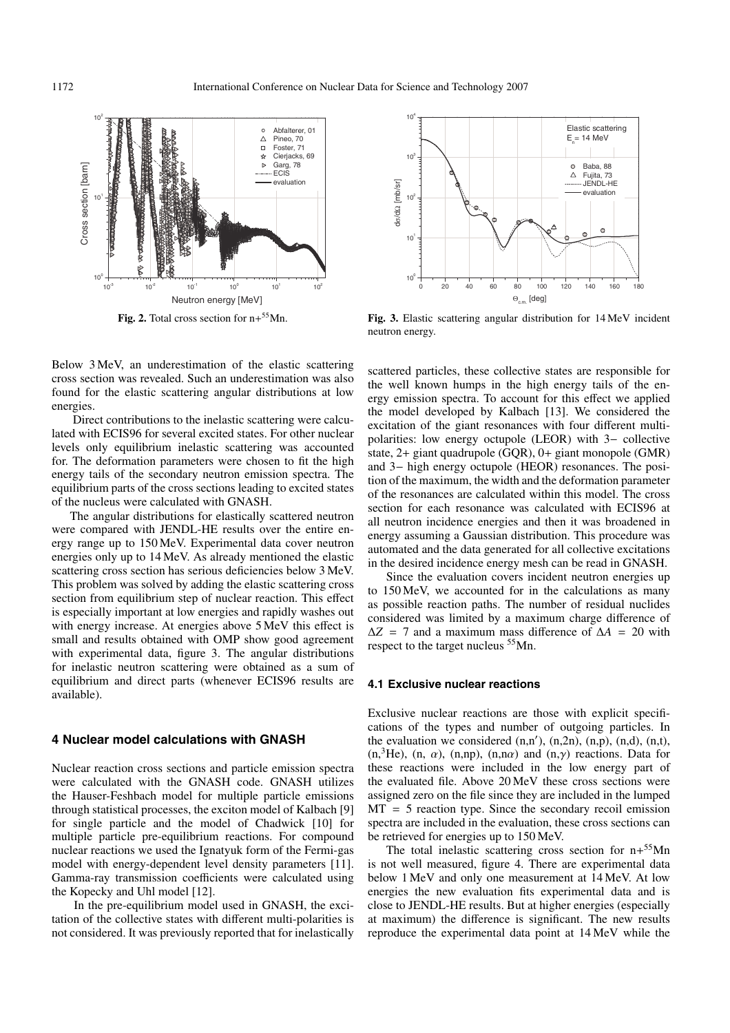**Fig. 2.** Total cross section for n+$^{55}$Mn.

**Fig. 3.** Elastic scattering angular distribution for 14 MeV incident neutron energy.

Below 3 MeV, an underestimation of the elastic scattering cross section was revealed. Such an underestimation was also found for the elastic scattering angular distributions at low energies.

Direct contributions to the inelastic scattering were calculated with ECIS96 for several excited states. For other nuclear levels only equilibrium inelastic scattering was accounted for. The deformation parameters were chosen to fit the high energy tails of the secondary neutron emission spectra. The equilibrium parts of the cross sections leading to excited states of the nucleus were calculated with GNASH.

The angular distributions for elastically scattered neutron were compared with JENDL-HE results over the entire energy range up to 150 MeV. Experimental data cover neutron energies only up to 14 MeV. As already mentioned the elastic scattering cross section has serious deficiencies below 3 MeV. This problem was solved by adding the elastic scattering cross section from equilibrium step of nuclear reaction. This effect is especially important at low energies and rapidly washes out with energy increase. At energies above 5 MeV this effect is small and results obtained with OMP show good agreement with experimental data, figure 3. The angular distributions for inelastic neutron scattering were obtained as a sum of equilibrium and direct parts (whenever ECIS96 results are available).

## 4 Nuclear model calculations with GNASH

Nuclear reaction cross sections and particle emission spectra were calculated with the GNASH code. GNASH utilizes the Hauser-Feshbach model for multiple particle emissions through statistical processes, the exciton model of Kalbach [9] for single particle and the model of Chadwick [10] for multiple particle pre-equilibrium reactions. For compound nuclear reactions we used the Ignatyuk form of the Fermi-gas model with energy-dependent level density parameters [11]. Gamma-ray transmission coefficients were calculated using the Kopecky and Uhl model [12].

In the pre-equilibrium model used in GNASH, the excitation of the collective states with different multi-polarities is not considered. It was previously reported that for inelastically scattered particles, these collective states are responsible for the well known humps in the high energy tails of the energy emission spectra. To account for this effect we applied the model developed by Kalbach [13]. We considered the excitation of the giant resonances with four different multipolarities: low energy octupole (LEOR) with 3− collective state, 2+ giant quadrupole (GQR), 0+ giant monopole (GMR) and 3− high energy octupole (HEOR) resonances. The position of the maximum, the width and the deformation parameter of the resonances are calculated within this model. The cross section for each resonance was calculated with ECIS96 at all neutron incidence energies and then it was broadened in energy assuming a Gaussian distribution. This procedure was automated and the data generated for all collective excitations in the desired incidence energy mesh can be read in GNASH.

Since the evaluation covers incident neutron energies up to 150 MeV, we accounted for in the calculations as many as possible reaction paths. The number of residual nuclides considered was limited by a maximum charge difference of $\Delta Z = 7$ and a maximum mass difference of $\Delta A = 20$ with respect to the target nucleus $^{55}$Mn.

### 4.1 Exclusive nuclear reactions

Exclusive nuclear reactions are those with explicit specifications of the types and number of outgoing particles. In the evaluation we considered (n,n′), (n,2n), (n,p), (n,d), (n,t), (n,$^3$He), (n, $\alpha$), (n,np), (n,n$\alpha$) and (n,$\gamma$) reactions. Data for these reactions were included in the low energy part of the evaluated file. Above 20 MeV these cross sections were assigned zero on the file since they are included in the lumped MT = 5 reaction type. Since the secondary recoil emission spectra are included in the evaluation, these cross sections can be retrieved for energies up to 150 MeV.

The total inelastic scattering cross section for n+$^{55}$Mn is not well measured, figure 4. There are experimental data below 1 MeV and only one measurement at 14 MeV. At low energies the new evaluation fits experimental data and is close to JENDL-HE results. But at higher energies (especially at maximum) the difference is significant. The new results reproduce the experimental data point at 14 MeV while the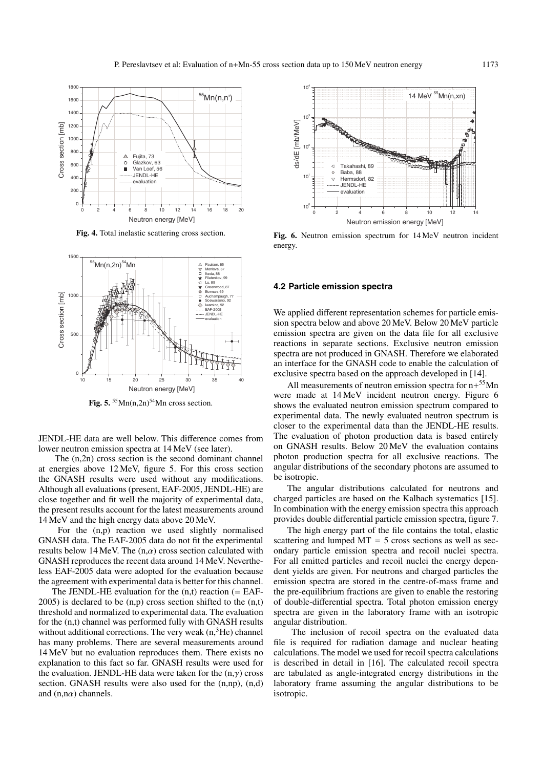**Fig. 4.** Total inelastic scattering cross section.

**Fig. 5.** $^{55}$Mn(n,2n)$^{54}$Mn cross section.

JENDL-HE data are well below. This difference comes from lower neutron emission spectra at 14 MeV (see later).

The (n,2n) cross section is the second dominant channel at energies above 12 MeV, figure 5. For this cross section the GNASH results were used without any modifications. Although all evaluations (present, EAF-2005, JENDL-HE) are close together and fit well the majority of experimental data, the present results account for the latest measurements around 14 MeV and the high energy data above 20 MeV.

For the (n,p) reaction we used slightly normalised GNASH data. The EAF-2005 data do not fit the experimental results below 14 MeV. The (n,$\alpha$) cross section calculated with GNASH reproduces the recent data around 14 MeV. Nevertheless EAF-2005 data were adopted for the evaluation because the agreement with experimental data is better for this channel.

The JENDL-HE evaluation for the (n,t) reaction (= EAF-2005) is declared to be (n,p) cross section shifted to the (n,t) threshold and normalized to experimental data. The evaluation for the (n,t) channel was performed fully with GNASH results without additional corrections. The very weak (n,$^3$He) channel has many problems. There are several measurements around 14 MeV but no evaluation reproduces them. There exists no explanation to this fact so far. GNASH results were used for the evaluation. JENDL-HE data were taken for the (n,$\gamma$) cross section. GNASH results were also used for the (n,np), (n,d) and (n,n$\alpha$) channels.

**Fig. 6.** Neutron emission spectrum for 14 MeV neutron incident energy.

### 4.2 Particle emission spectra

We applied different representation schemes for particle emission spectra below and above 20 MeV. Below 20 MeV particle emission spectra are given on the data file for all exclusive reactions in separate sections. Exclusive neutron emission spectra are not produced in GNASH. Therefore we elaborated an interface for the GNASH code to enable the calculation of exclusive spectra based on the approach developed in [14].

All measurements of neutron emission spectra for n+$^{55}$Mn were made at 14 MeV incident neutron energy. Figure 6 shows the evaluated neutron emission spectrum compared to experimental data. The newly evaluated neutron spectrum is closer to the experimental data than the JENDL-HE results. The evaluation of photon production data is based entirely on GNASH results. Below 20 MeV the evaluation contains photon production spectra for all exclusive reactions. The angular distributions of the secondary photons are assumed to be isotropic.

The angular distributions calculated for neutrons and charged particles are based on the Kalbach systematics [15]. In combination with the energy emission spectra this approach provides double differential particle emission spectra, figure 7.

The high energy part of the file contains the total, elastic scattering and lumped MT = 5 cross sections as well as secondary particle emission spectra and recoil nuclei spectra. For all emitted particles and recoil nuclei the energy dependent yields are given. For neutrons and charged particles the emission spectra are stored in the centre-of-mass frame and the pre-equilibrium fractions are given to enable the restoring of double-differential spectra. Total photon emission energy spectra are given in the laboratory frame with an isotropic angular distribution.

The inclusion of recoil spectra on the evaluated data file is required for radiation damage and nuclear heating calculations. The model we used for recoil spectra calculations is described in detail in [16]. The calculated recoil spectra are tabulated as angle-integrated energy distributions in the laboratory frame assuming the angular distributions to be isotropic.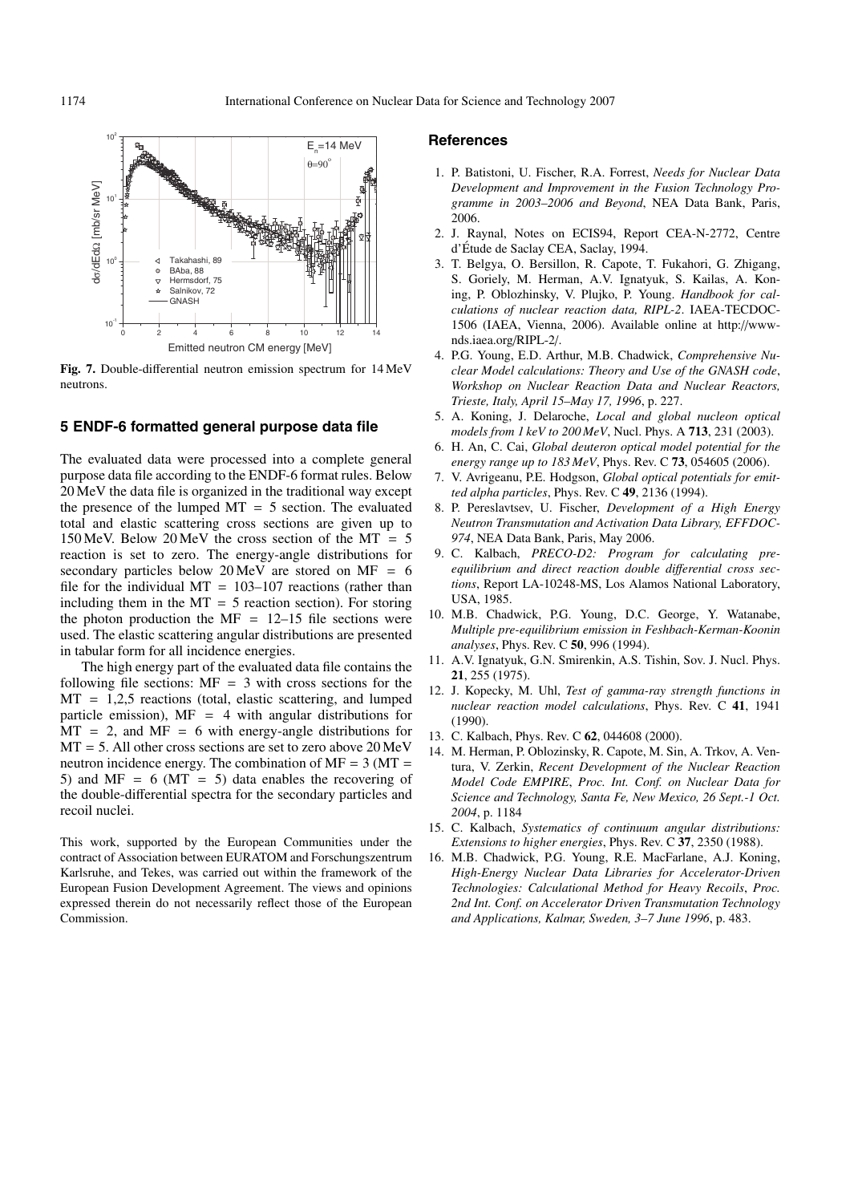$10^2$

$E_n$=14 MeV

$\theta$=90°

$10^1$

$10^0$

$10^{-1}$

dσ/dEdΩ [mb/sr MeV]

Takahashi, 89

BAba, 88

Hermsdorf, 75

Salnikov, 72

GNASH

0 2 4 6 8 10 12 14

Emitted neutron CM energy [MeV]

**Fig. 7.** Double-differential neutron emission spectrum for 14 MeV neutrons.

## 5 ENDF-6 formatted general purpose data file

The evaluated data were processed into a complete general purpose data file according to the ENDF-6 format rules. Below 20 MeV the data file is organized in the traditional way except the presence of the lumped MT = 5 section. The evaluated total and elastic scattering cross sections are given up to 150 MeV. Below 20 MeV the cross section of the MT = 5 reaction is set to zero. The energy-angle distributions for secondary particles below 20 MeV are stored on MF = 6 file for the individual MT = 103–107 reactions (rather than including them in the MT = 5 reaction section). For storing the photon production the MF = 12–15 file sections were used. The elastic scattering angular distributions are presented in tabular form for all incidence energies.

The high energy part of the evaluated data file contains the following file sections: MF = 3 with cross sections for the MT = 1,2,5 reactions (total, elastic scattering, and lumped particle emission), MF = 4 with angular distributions for MT = 2, and MF = 6 with energy-angle distributions for MT = 5. All other cross sections are set to zero above 20 MeV neutron incidence energy. The combination of MF = 3 (MT = 5) and MF = 6 (MT = 5) data enables the recovering of the double-differential spectra for the secondary particles and recoil nuclei.

This work, supported by the European Communities under the contract of Association between EURATOM and Forschungszentrum Karlsruhe, and Tekes, was carried out within the framework of the European Fusion Development Agreement. The views and opinions expressed therein do not necessarily reflect those of the European Commission.

## References

1. P. Batistoni, U. Fischer, R.A. Forrest, *Needs for Nuclear Data Development and Improvement in the Fusion Technology Programme in 2003–2006 and Beyond*, NEA Data Bank, Paris, 2006.
2. J. Raynal, Notes on ECIS94, Report CEA-N-2772, Centre d'Étude de Saclay CEA, Saclay, 1994.
3. T. Belgya, O. Bersillon, R. Capote, T. Fukahori, G. Zhigang, S. Goriely, M. Herman, A.V. Ignatyuk, S. Kailas, A. Koning, P. Oblozhinsky, V. Plujko, P. Young. *Handbook for calculations of nuclear reaction data, RIPL-2*. IAEA-TECDOC-1506 (IAEA, Vienna, 2006). Available online at http://www-nds.iaea.org/RIPL-2/.
4. P.G. Young, E.D. Arthur, M.B. Chadwick, *Comprehensive Nuclear Model calculations: Theory and Use of the GNASH code*, *Workshop on Nuclear Reaction Data and Nuclear Reactors, Trieste, Italy, April 15–May 17, 1996*, p. 227.
5. A. Koning, J. Delaroche, *Local and global nucleon optical models from 1 keV to 200 MeV*, Nucl. Phys. A **713**, 231 (2003).
6. H. An, C. Cai, *Global deuteron optical model potential for the energy range up to 183 MeV*, Phys. Rev. C **73**, 054605 (2006).
7. V. Avrigeanu, P.E. Hodgson, *Global optical potentials for emitted alpha particles*, Phys. Rev. C **49**, 2136 (1994).
8. P. Pereslavtsev, U. Fischer, *Development of a High Energy Neutron Transmutation and Activation Data Library, EFFDOC-974*, NEA Data Bank, Paris, May 2006.
9. C. Kalbach, *PRECO-D2: Program for calculating pre-equilibrium and direct reaction double differential cross sections*, Report LA-10248-MS, Los Alamos National Laboratory, USA, 1985.
10. M.B. Chadwick, P.G. Young, D.C. George, Y. Watanabe, *Multiple pre-equilibrium emission in Feshbach-Kerman-Koonin analyses*, Phys. Rev. C **50**, 996 (1994).
11. A.V. Ignatyuk, G.N. Smirenkin, A.S. Tishin, Sov. J. Nucl. Phys. **21**, 255 (1975).
12. J. Kopecky, M. Uhl, *Test of gamma-ray strength functions in nuclear reaction model calculations*, Phys. Rev. C **41**, 1941 (1990).
13. C. Kalbach, Phys. Rev. C **62**, 044608 (2000).
14. M. Herman, P. Oblozinsky, R. Capote, M. Sin, A. Trkov, A. Ventura, V. Zerkin, *Recent Development of the Nuclear Reaction Model Code EMPIRE*, *Proc. Int. Conf. on Nuclear Data for Science and Technology, Santa Fe, New Mexico, 26 Sept.-1 Oct. 2004*, p. 1184
15. C. Kalbach, *Systematics of continuum angular distributions: Extensions to higher energies*, Phys. Rev. C **37**, 2350 (1988).
16. M.B. Chadwick, P.G. Young, R.E. MacFarlane, A.J. Koning, *High-Energy Nuclear Data Libraries for Accelerator-Driven Technologies: Calculational Method for Heavy Recoils*, *Proc. 2nd Int. Conf. on Accelerator Driven Transmutation Technology and Applications, Kalmar, Sweden, 3–7 June 1996*, p. 483.